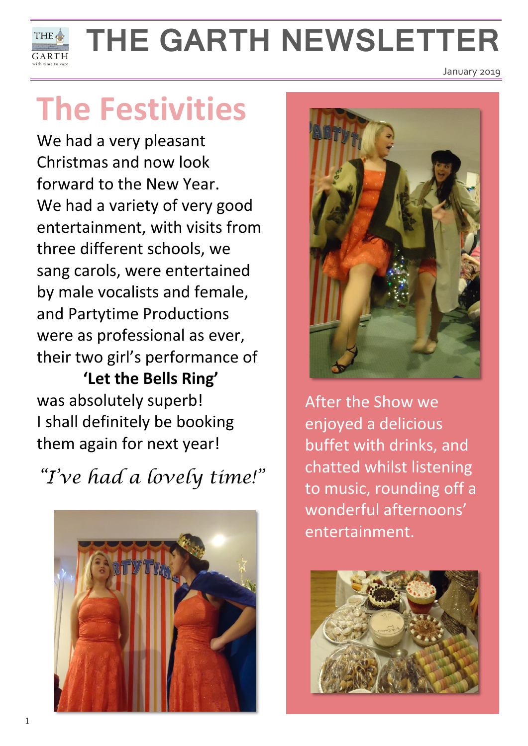# THE GARTH NEWSLETTER

January 2019

## The Festivities

We had a very pleasant Christmas and now look forward to the New Year. We had a variety of very good entertainment, with visits from three different schools, we sang carols, were entertained by male vocalists and female, and Partytime Productions were as professional as ever, their two girl's performance of

**'Let the Bells Ring'**

was absolutely superb! I shall definitely be booking them again for next year!

*"I've had a lovely time!"*

After the Show we enjoyed a delicious buffet with drinks, and chatted whilst listening to music, rounding off a wonderful afternoons' entertainment.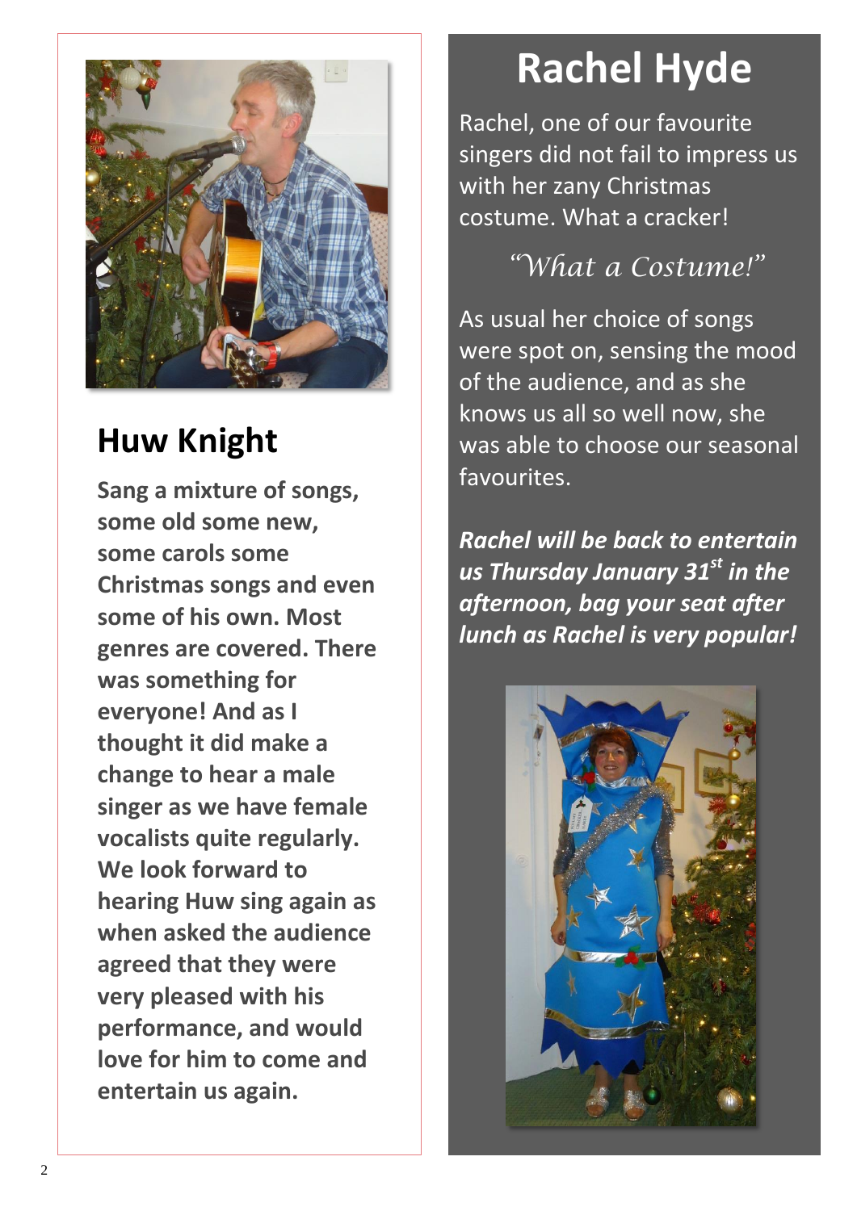## Huw Knight

**Sang a mixture of songs, some old some new, some carols some Christmas songs and even some of his own. Most genres are covered. There was something for everyone! And as I thought it did make a change to hear a male singer as we have female vocalists quite regularly. We look forward to hearing Huw sing again as when asked the audience agreed that they were very pleased with his performance, and would love for him to come and entertain us again.**

# Rachel Hyde

Rachel, one of our favourite singers did not fail to impress us with her zany Christmas costume. What a cracker!

*"What a Costume!"*

As usual her choice of songs were spot on, sensing the mood of the audience, and as she knows us all so well now, she was able to choose our seasonal favourites.

***Rachel will be back to entertain us Thursday January 31st in the afternoon, bag your seat after lunch as Rachel is very popular!***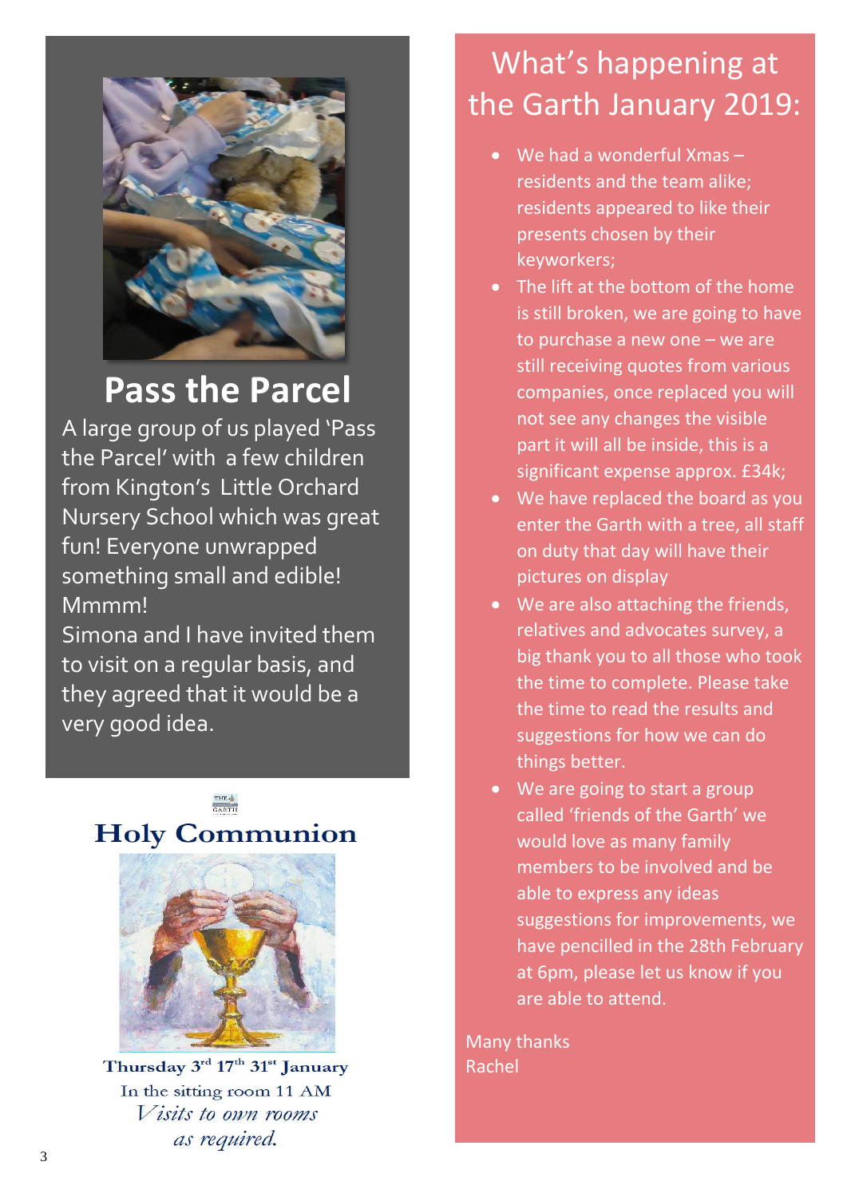## Pass the Parcel

A large group of us played 'Pass the Parcel' with a few children from Kington's Little Orchard Nursery School which was great fun! Everyone unwrapped something small and edible! Mmmm!

Simona and I have invited them to visit on a regular basis, and they agreed that it would be a very good idea.

## Holy Communion

**Thursday 3rd 17th 31st January**

In the sitting room 11 AM

*Visits to own rooms as required.*

# What's happening at the Garth January 2019:

- We had a wonderful Xmas – residents and the team alike; residents appeared to like their presents chosen by their keyworkers;
- The lift at the bottom of the home is still broken, we are going to have to purchase a new one – we are still receiving quotes from various companies, once replaced you will not see any changes the visible part it will all be inside, this is a significant expense approx. £34k;
- We have replaced the board as you enter the Garth with a tree, all staff on duty that day will have their pictures on display
- We are also attaching the friends, relatives and advocates survey, a big thank you to all those who took the time to complete. Please take the time to read the results and suggestions for how we can do things better.
- We are going to start a group called 'friends of the Garth' we would love as many family members to be involved and be able to express any ideas suggestions for improvements, we have pencilled in the 28th February at 6pm, please let us know if you are able to attend.

Many thanks
Rachel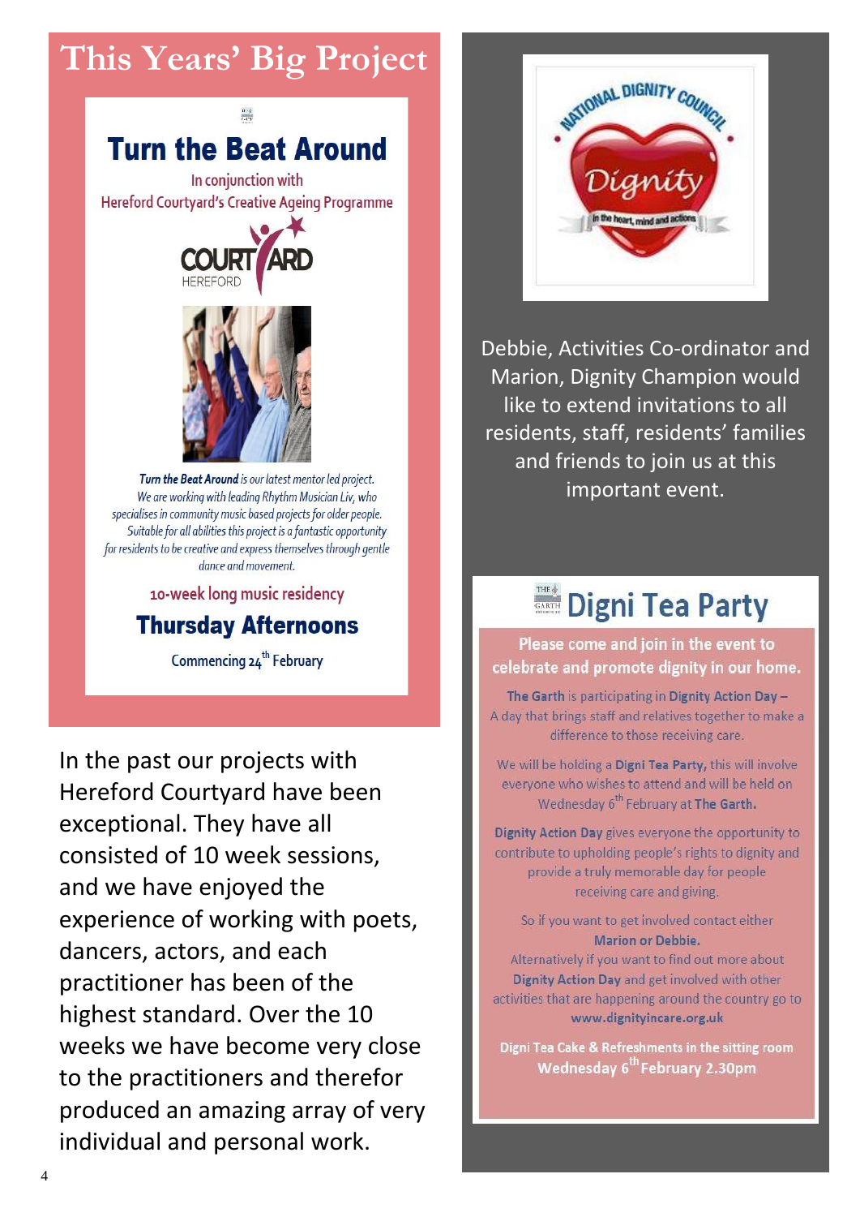# This Years' Big Project

## Turn the Beat Around

In conjunction with
Hereford Courtyard's Creative Ageing Programme

COURTYARD
HEREFORD

*Turn the Beat Around is our latest mentor led project. We are working with leading Rhythm Musician Liv, who specialises in community music based projects for older people. Suitable for all abilities this project is a fantastic opportunity for residents to be creative and express themselves through gentle dance and movement.*

10-week long music residency

**Thursday Afternoons**

Commencing 24th February

In the past our projects with Hereford Courtyard have been exceptional. They have all consisted of 10 week sessions, and we have enjoyed the experience of working with poets, dancers, actors, and each practitioner has been of the highest standard. Over the 10 weeks we have become very close to the practitioners and therefor produced an amazing array of very individual and personal work.

NATIONAL DIGNITY COUNCIL
Dignity
in the heart, mind and actions

Debbie, Activities Co-ordinator and Marion, Dignity Champion would like to extend invitations to all residents, staff, residents' families and friends to join us at this important event.

## Digni Tea Party

**Please come and join in the event to celebrate and promote dignity in our home.**

**The Garth** is participating in **Dignity Action Day** – A day that brings staff and relatives together to make a difference to those receiving care.

We will be holding a **Digni Tea Party,** this will involve everyone who wishes to attend and will be held on Wednesday 6th February at **The Garth.**

**Dignity Action Day** gives everyone the opportunity to contribute to upholding people's rights to dignity and provide a truly memorable day for people receiving care and giving.

So if you want to get involved contact either **Marion or Debbie.**
Alternatively if you want to find out more about **Dignity Action Day** and get involved with other activities that are happening around the country go to **www.dignityincare.org.uk**

Digni Tea Cake & Refreshments in the sitting room
**Wednesday 6th February 2.30pm**